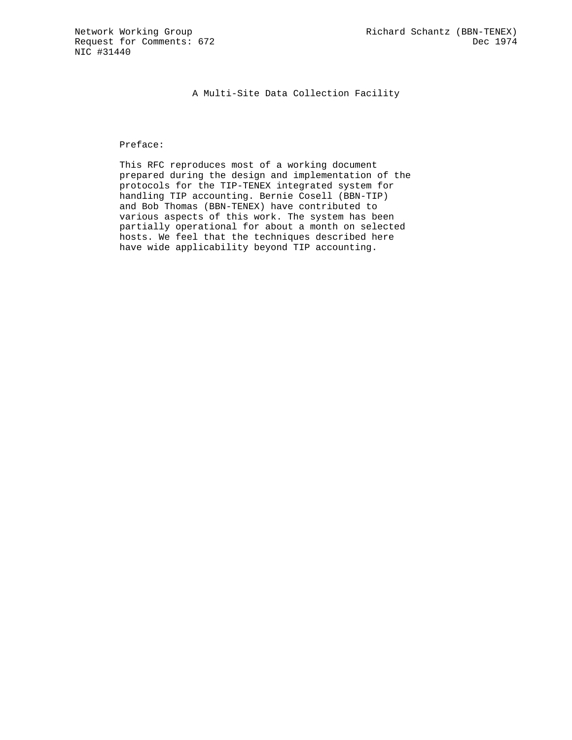Network Working Group                                    Richard Schantz (BBN-TENEX)
Request for Comments: 672                                                   Dec 1974
NIC #31440

# A Multi-Site Data Collection Facility

Preface:

This RFC reproduces most of a working document prepared during the design and implementation of the protocols for the TIP-TENEX integrated system for handling TIP accounting. Bernie Cosell (BBN-TIP) and Bob Thomas (BBN-TENEX) have contributed to various aspects of this work. The system has been partially operational for about a month on selected hosts. We feel that the techniques described here have wide applicability beyond TIP accounting.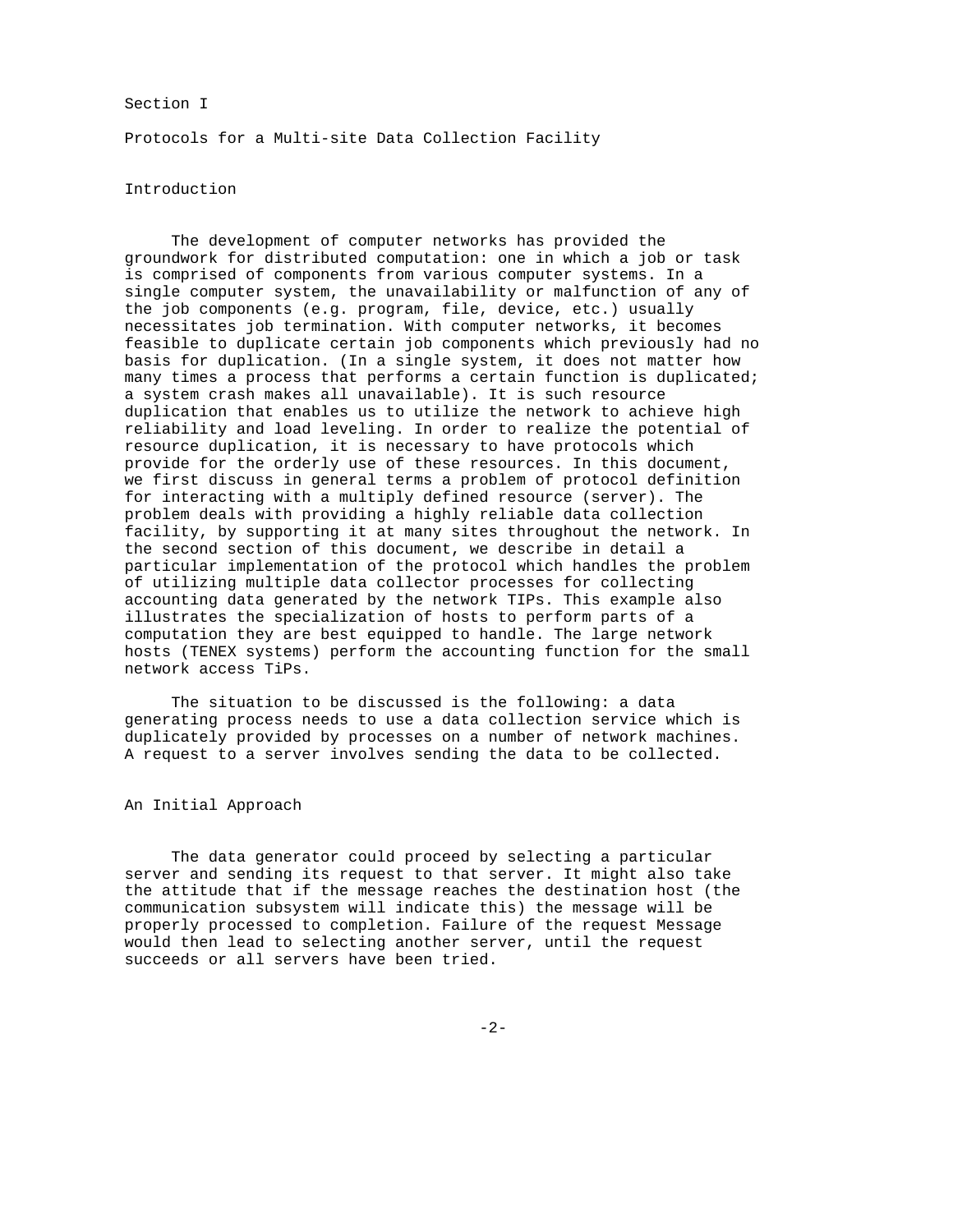# Section I

## Protocols for a Multi-site Data Collection Facility

### Introduction

The development of computer networks has provided the groundwork for distributed computation: one in which a job or task is comprised of components from various computer systems. In a single computer system, the unavailability or malfunction of any of the job components (e.g. program, file, device, etc.) usually necessitates job termination. With computer networks, it becomes feasible to duplicate certain job components which previously had no basis for duplication. (In a single system, it does not matter how many times a process that performs a certain function is duplicated; a system crash makes all unavailable). It is such resource duplication that enables us to utilize the network to achieve high reliability and load leveling. In order to realize the potential of resource duplication, it is necessary to have protocols which provide for the orderly use of these resources. In this document, we first discuss in general terms a problem of protocol definition for interacting with a multiply defined resource (server). The problem deals with providing a highly reliable data collection facility, by supporting it at many sites throughout the network. In the second section of this document, we describe in detail a particular implementation of the protocol which handles the problem of utilizing multiple data collector processes for collecting accounting data generated by the network TIPs. This example also illustrates the specialization of hosts to perform parts of a computation they are best equipped to handle. The large network hosts (TENEX systems) perform the accounting function for the small network access TiPs.

The situation to be discussed is the following: a data generating process needs to use a data collection service which is duplicately provided by processes on a number of network machines. A request to a server involves sending the data to be collected.

### An Initial Approach

The data generator could proceed by selecting a particular server and sending its request to that server. It might also take the attitude that if the message reaches the destination host (the communication subsystem will indicate this) the message will be properly processed to completion. Failure of the request Message would then lead to selecting another server, until the request succeeds or all servers have been tried.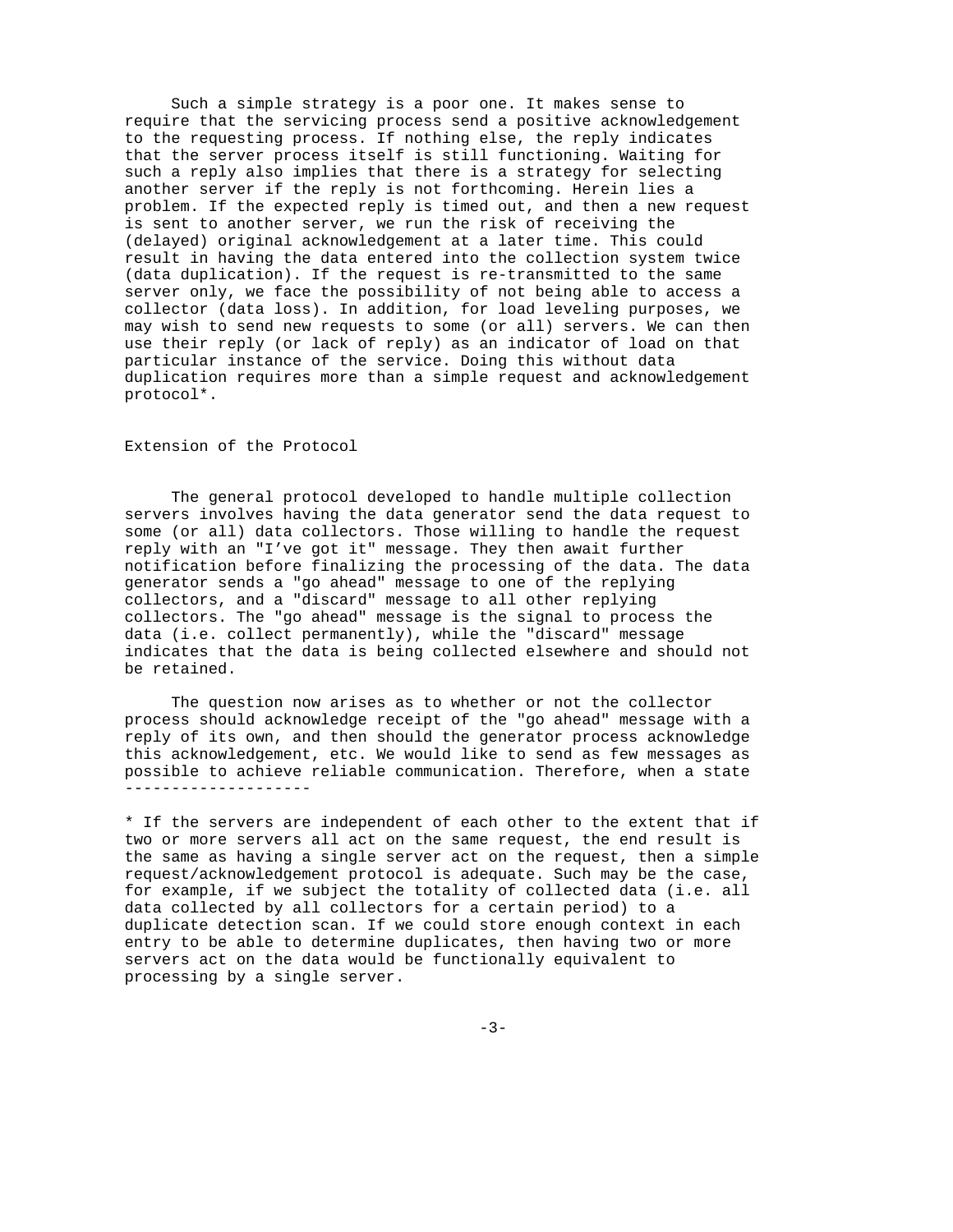Such a simple strategy is a poor one. It makes sense to require that the servicing process send a positive acknowledgement to the requesting process. If nothing else, the reply indicates that the server process itself is still functioning. Waiting for such a reply also implies that there is a strategy for selecting another server if the reply is not forthcoming. Herein lies a problem. If the expected reply is timed out, and then a new request is sent to another server, we run the risk of receiving the (delayed) original acknowledgement at a later time. This could result in having the data entered into the collection system twice (data duplication). If the request is re-transmitted to the same server only, we face the possibility of not being able to access a collector (data loss). In addition, for load leveling purposes, we may wish to send new requests to some (or all) servers. We can then use their reply (or lack of reply) as an indicator of load on that particular instance of the service. Doing this without data duplication requires more than a simple request and acknowledgement protocol*.

## Extension of the Protocol

The general protocol developed to handle multiple collection servers involves having the data generator send the data request to some (or all) data collectors. Those willing to handle the request reply with an "I've got it" message. They then await further notification before finalizing the processing of the data. The data generator sends a "go ahead" message to one of the replying collectors, and a "discard" message to all other replying collectors. The "go ahead" message is the signal to process the data (i.e. collect permanently), while the "discard" message indicates that the data is being collected elsewhere and should not be retained.

The question now arises as to whether or not the collector process should acknowledge receipt of the "go ahead" message with a reply of its own, and then should the generator process acknowledge this acknowledgement, etc. We would like to send as few messages as possible to achieve reliable communication. Therefore, when a state

--------------------

* If the servers are independent of each other to the extent that if two or more servers all act on the same request, the end result is the same as having a single server act on the request, then a simple request/acknowledgement protocol is adequate. Such may be the case, for example, if we subject the totality of collected data (i.e. all data collected by all collectors for a certain period) to a duplicate detection scan. If we could store enough context in each entry to be able to determine duplicates, then having two or more servers act on the data would be functionally equivalent to processing by a single server.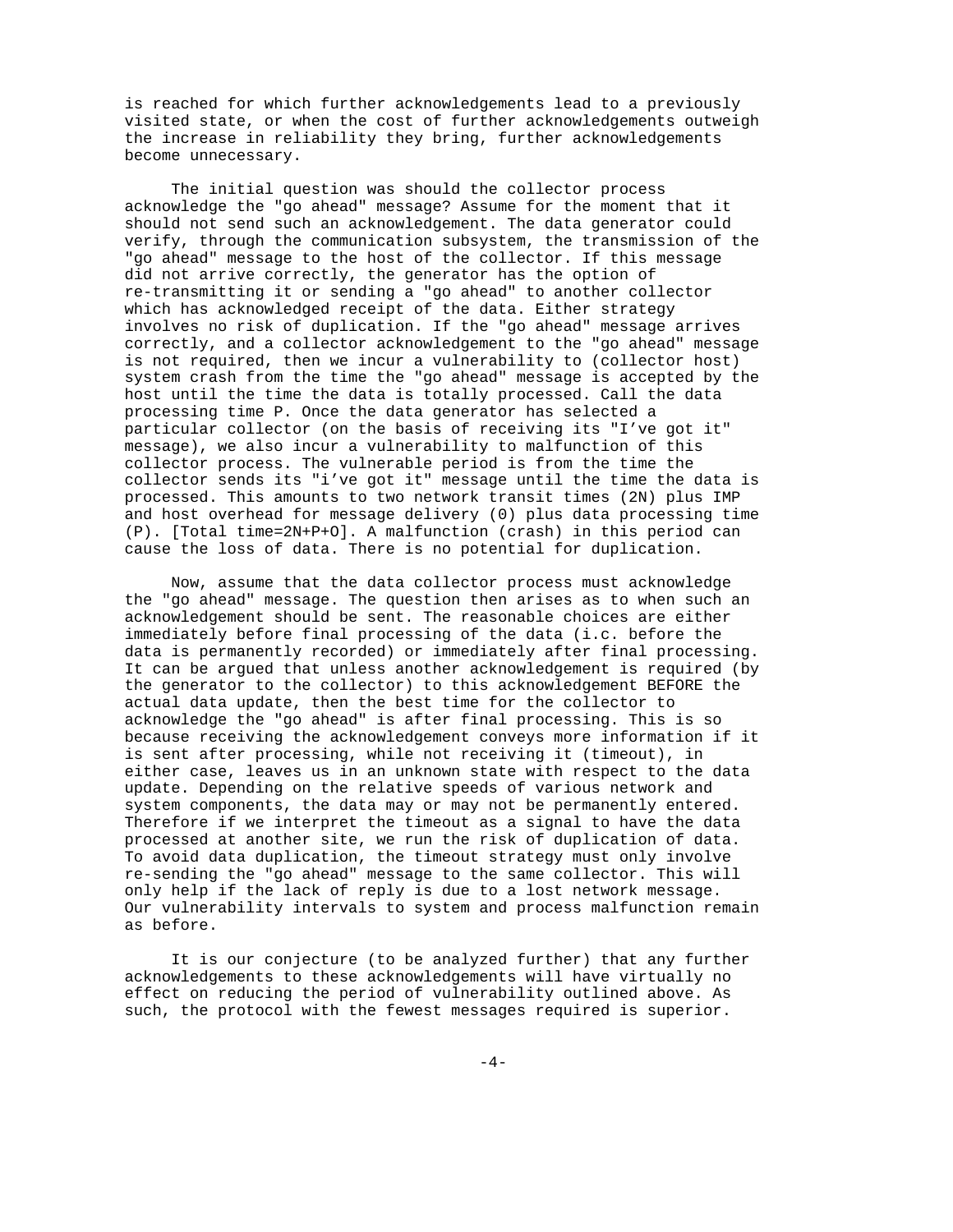is reached for which further acknowledgements lead to a previously visited state, or when the cost of further acknowledgements outweigh the increase in reliability they bring, further acknowledgements become unnecessary.

The initial question was should the collector process acknowledge the "go ahead" message? Assume for the moment that it should not send such an acknowledgement. The data generator could verify, through the communication subsystem, the transmission of the "go ahead" message to the host of the collector. If this message did not arrive correctly, the generator has the option of re-transmitting it or sending a "go ahead" to another collector which has acknowledged receipt of the data. Either strategy involves no risk of duplication. If the "go ahead" message arrives correctly, and a collector acknowledgement to the "go ahead" message is not required, then we incur a vulnerability to (collector host) system crash from the time the "go ahead" message is accepted by the host until the time the data is totally processed. Call the data processing time P. Once the data generator has selected a particular collector (on the basis of receiving its "I've got it" message), we also incur a vulnerability to malfunction of this collector process. The vulnerable period is from the time the collector sends its "i've got it" message until the time the data is processed. This amounts to two network transit times (2N) plus IMP and host overhead for message delivery (0) plus data processing time (P). [Total time=2N+P+O]. A malfunction (crash) in this period can cause the loss of data. There is no potential for duplication.

Now, assume that the data collector process must acknowledge the "go ahead" message. The question then arises as to when such an acknowledgement should be sent. The reasonable choices are either immediately before final processing of the data (i.c. before the data is permanently recorded) or immediately after final processing. It can be argued that unless another acknowledgement is required (by the generator to the collector) to this acknowledgement BEFORE the actual data update, then the best time for the collector to acknowledge the "go ahead" is after final processing. This is so because receiving the acknowledgement conveys more information if it is sent after processing, while not receiving it (timeout), in either case, leaves us in an unknown state with respect to the data update. Depending on the relative speeds of various network and system components, the data may or may not be permanently entered. Therefore if we interpret the timeout as a signal to have the data processed at another site, we run the risk of duplication of data. To avoid data duplication, the timeout strategy must only involve re-sending the "go ahead" message to the same collector. This will only help if the lack of reply is due to a lost network message. Our vulnerability intervals to system and process malfunction remain as before.

It is our conjecture (to be analyzed further) that any further acknowledgements to these acknowledgements will have virtually no effect on reducing the period of vulnerability outlined above. As such, the protocol with the fewest messages required is superior.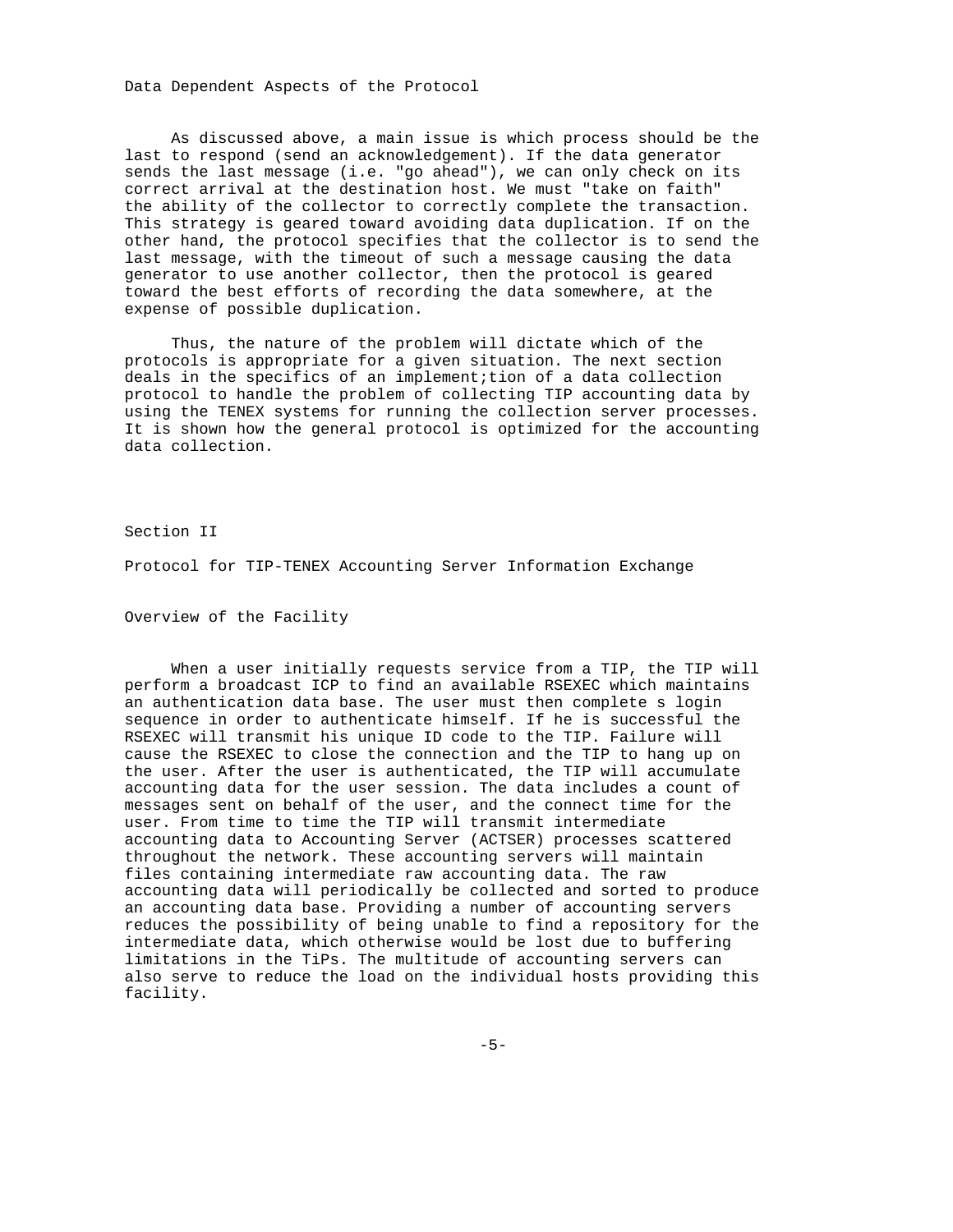## Data Dependent Aspects of the Protocol

As discussed above, a main issue is which process should be the last to respond (send an acknowledgement). If the data generator sends the last message (i.e. "go ahead"), we can only check on its correct arrival at the destination host. We must "take on faith" the ability of the collector to correctly complete the transaction. This strategy is geared toward avoiding data duplication. If on the other hand, the protocol specifies that the collector is to send the last message, with the timeout of such a message causing the data generator to use another collector, then the protocol is geared toward the best efforts of recording the data somewhere, at the expense of possible duplication.

Thus, the nature of the problem will dictate which of the protocols is appropriate for a given situation. The next section deals in the specifics of an implement;tion of a data collection protocol to handle the problem of collecting TIP accounting data by using the TENEX systems for running the collection server processes. It is shown how the general protocol is optimized for the accounting data collection.

# Section II

## Protocol for TIP-TENEX Accounting Server Information Exchange

### Overview of the Facility

When a user initially requests service from a TIP, the TIP will perform a broadcast ICP to find an available RSEXEC which maintains an authentication data base. The user must then complete s login sequence in order to authenticate himself. If he is successful the RSEXEC will transmit his unique ID code to the TIP. Failure will cause the RSEXEC to close the connection and the TIP to hang up on the user. After the user is authenticated, the TIP will accumulate accounting data for the user session. The data includes a count of messages sent on behalf of the user, and the connect time for the user. From time to time the TIP will transmit intermediate accounting data to Accounting Server (ACTSER) processes scattered throughout the network. These accounting servers will maintain files containing intermediate raw accounting data. The raw accounting data will periodically be collected and sorted to produce an accounting data base. Providing a number of accounting servers reduces the possibility of being unable to find a repository for the intermediate data, which otherwise would be lost due to buffering limitations in the TiPs. The multitude of accounting servers can also serve to reduce the load on the individual hosts providing this facility.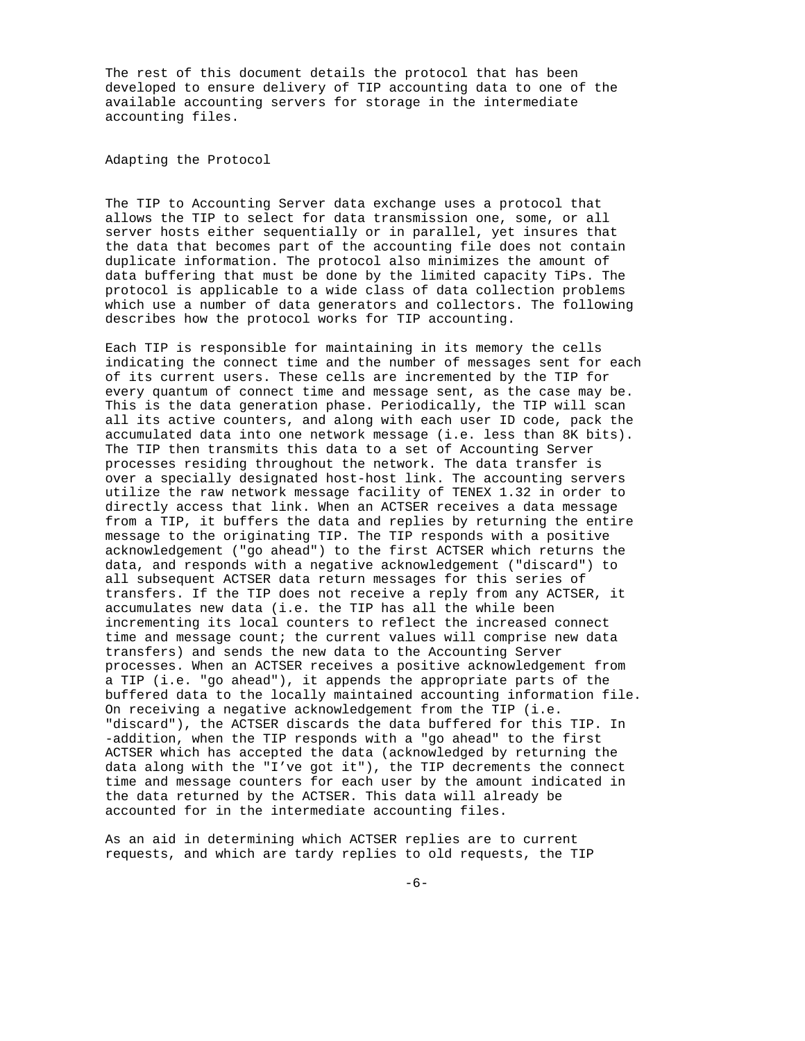The rest of this document details the protocol that has been developed to ensure delivery of TIP accounting data to one of the available accounting servers for storage in the intermediate accounting files.

## Adapting the Protocol

The TIP to Accounting Server data exchange uses a protocol that allows the TIP to select for data transmission one, some, or all server hosts either sequentially or in parallel, yet insures that the data that becomes part of the accounting file does not contain duplicate information. The protocol also minimizes the amount of data buffering that must be done by the limited capacity TiPs. The protocol is applicable to a wide class of data collection problems which use a number of data generators and collectors. The following describes how the protocol works for TIP accounting.

Each TIP is responsible for maintaining in its memory the cells indicating the connect time and the number of messages sent for each of its current users. These cells are incremented by the TIP for every quantum of connect time and message sent, as the case may be. This is the data generation phase. Periodically, the TIP will scan all its active counters, and along with each user ID code, pack the accumulated data into one network message (i.e. less than 8K bits). The TIP then transmits this data to a set of Accounting Server processes residing throughout the network. The data transfer is over a specially designated host-host link. The accounting servers utilize the raw network message facility of TENEX 1.32 in order to directly access that link. When an ACTSER receives a data message from a TIP, it buffers the data and replies by returning the entire message to the originating TIP. The TIP responds with a positive acknowledgement ("go ahead") to the first ACTSER which returns the data, and responds with a negative acknowledgement ("discard") to all subsequent ACTSER data return messages for this series of transfers. If the TIP does not receive a reply from any ACTSER, it accumulates new data (i.e. the TIP has all the while been incrementing its local counters to reflect the increased connect time and message count; the current values will comprise new data transfers) and sends the new data to the Accounting Server processes. When an ACTSER receives a positive acknowledgement from a TIP (i.e. "go ahead"), it appends the appropriate parts of the buffered data to the locally maintained accounting information file. On receiving a negative acknowledgement from the TIP (i.e. "discard"), the ACTSER discards the data buffered for this TIP. In -addition, when the TIP responds with a "go ahead" to the first ACTSER which has accepted the data (acknowledged by returning the data along with the "I've got it"), the TIP decrements the connect time and message counters for each user by the amount indicated in the data returned by the ACTSER. This data will already be accounted for in the intermediate accounting files.

As an aid in determining which ACTSER replies are to current requests, and which are tardy replies to old requests, the TIP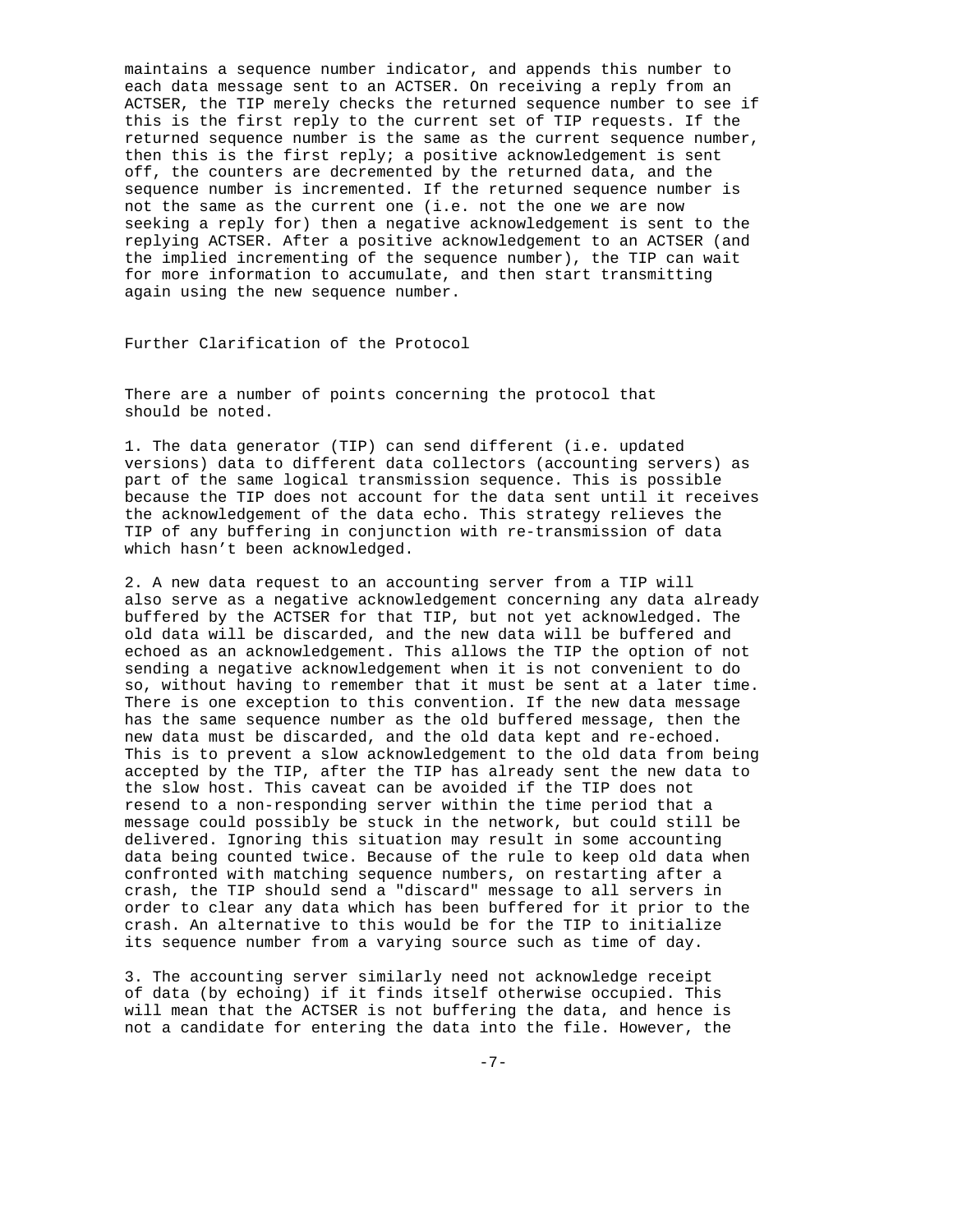maintains a sequence number indicator, and appends this number to each data message sent to an ACTSER. On receiving a reply from an ACTSER, the TIP merely checks the returned sequence number to see if this is the first reply to the current set of TIP requests. If the returned sequence number is the same as the current sequence number, then this is the first reply; a positive acknowledgement is sent off, the counters are decremented by the returned data, and the sequence number is incremented. If the returned sequence number is not the same as the current one (i.e. not the one we are now seeking a reply for) then a negative acknowledgement is sent to the replying ACTSER. After a positive acknowledgement to an ACTSER (and the implied incrementing of the sequence number), the TIP can wait for more information to accumulate, and then start transmitting again using the new sequence number.

## Further Clarification of the Protocol

There are a number of points concerning the protocol that should be noted.

1. The data generator (TIP) can send different (i.e. updated versions) data to different data collectors (accounting servers) as part of the same logical transmission sequence. This is possible because the TIP does not account for the data sent until it receives the acknowledgement of the data echo. This strategy relieves the TIP of any buffering in conjunction with re-transmission of data which hasn't been acknowledged.

2. A new data request to an accounting server from a TIP will also serve as a negative acknowledgement concerning any data already buffered by the ACTSER for that TIP, but not yet acknowledged. The old data will be discarded, and the new data will be buffered and echoed as an acknowledgement. This allows the TIP the option of not sending a negative acknowledgement when it is not convenient to do so, without having to remember that it must be sent at a later time. There is one exception to this convention. If the new data message has the same sequence number as the old buffered message, then the new data must be discarded, and the old data kept and re-echoed. This is to prevent a slow acknowledgement to the old data from being accepted by the TIP, after the TIP has already sent the new data to the slow host. This caveat can be avoided if the TIP does not resend to a non-responding server within the time period that a message could possibly be stuck in the network, but could still be delivered. Ignoring this situation may result in some accounting data being counted twice. Because of the rule to keep old data when confronted with matching sequence numbers, on restarting after a crash, the TIP should send a "discard" message to all servers in order to clear any data which has been buffered for it prior to the crash. An alternative to this would be for the TIP to initialize its sequence number from a varying source such as time of day.

3. The accounting server similarly need not acknowledge receipt of data (by echoing) if it finds itself otherwise occupied. This will mean that the ACTSER is not buffering the data, and hence is not a candidate for entering the data into the file. However, the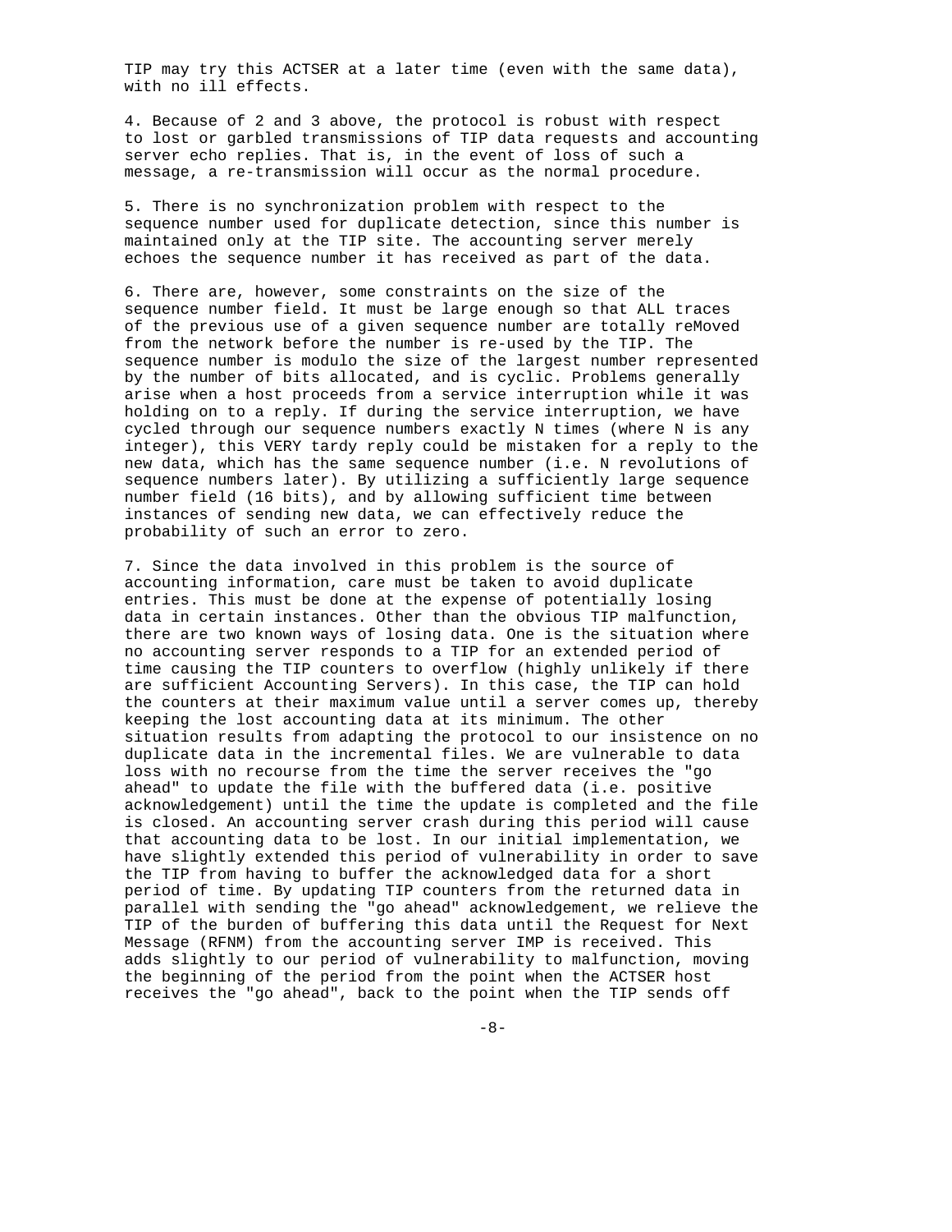TIP may try this ACTSER at a later time (even with the same data), with no ill effects.

4. Because of 2 and 3 above, the protocol is robust with respect to lost or garbled transmissions of TIP data requests and accounting server echo replies. That is, in the event of loss of such a message, a re-transmission will occur as the normal procedure.

5. There is no synchronization problem with respect to the sequence number used for duplicate detection, since this number is maintained only at the TIP site. The accounting server merely echoes the sequence number it has received as part of the data.

6. There are, however, some constraints on the size of the sequence number field. It must be large enough so that ALL traces of the previous use of a given sequence number are totally reMoved from the network before the number is re-used by the TIP. The sequence number is modulo the size of the largest number represented by the number of bits allocated, and is cyclic. Problems generally arise when a host proceeds from a service interruption while it was holding on to a reply. If during the service interruption, we have cycled through our sequence numbers exactly N times (where N is any integer), this VERY tardy reply could be mistaken for a reply to the new data, which has the same sequence number (i.e. N revolutions of sequence numbers later). By utilizing a sufficiently large sequence number field (16 bits), and by allowing sufficient time between instances of sending new data, we can effectively reduce the probability of such an error to zero.

7. Since the data involved in this problem is the source of accounting information, care must be taken to avoid duplicate entries. This must be done at the expense of potentially losing data in certain instances. Other than the obvious TIP malfunction, there are two known ways of losing data. One is the situation where no accounting server responds to a TIP for an extended period of time causing the TIP counters to overflow (highly unlikely if there are sufficient Accounting Servers). In this case, the TIP can hold the counters at their maximum value until a server comes up, thereby keeping the lost accounting data at its minimum. The other situation results from adapting the protocol to our insistence on no duplicate data in the incremental files. We are vulnerable to data loss with no recourse from the time the server receives the "go ahead" to update the file with the buffered data (i.e. positive acknowledgement) until the time the update is completed and the file is closed. An accounting server crash during this period will cause that accounting data to be lost. In our initial implementation, we have slightly extended this period of vulnerability in order to save the TIP from having to buffer the acknowledged data for a short period of time. By updating TIP counters from the returned data in parallel with sending the "go ahead" acknowledgement, we relieve the TIP of the burden of buffering this data until the Request for Next Message (RFNM) from the accounting server IMP is received. This adds slightly to our period of vulnerability to malfunction, moving the beginning of the period from the point when the ACTSER host receives the "go ahead", back to the point when the TIP sends off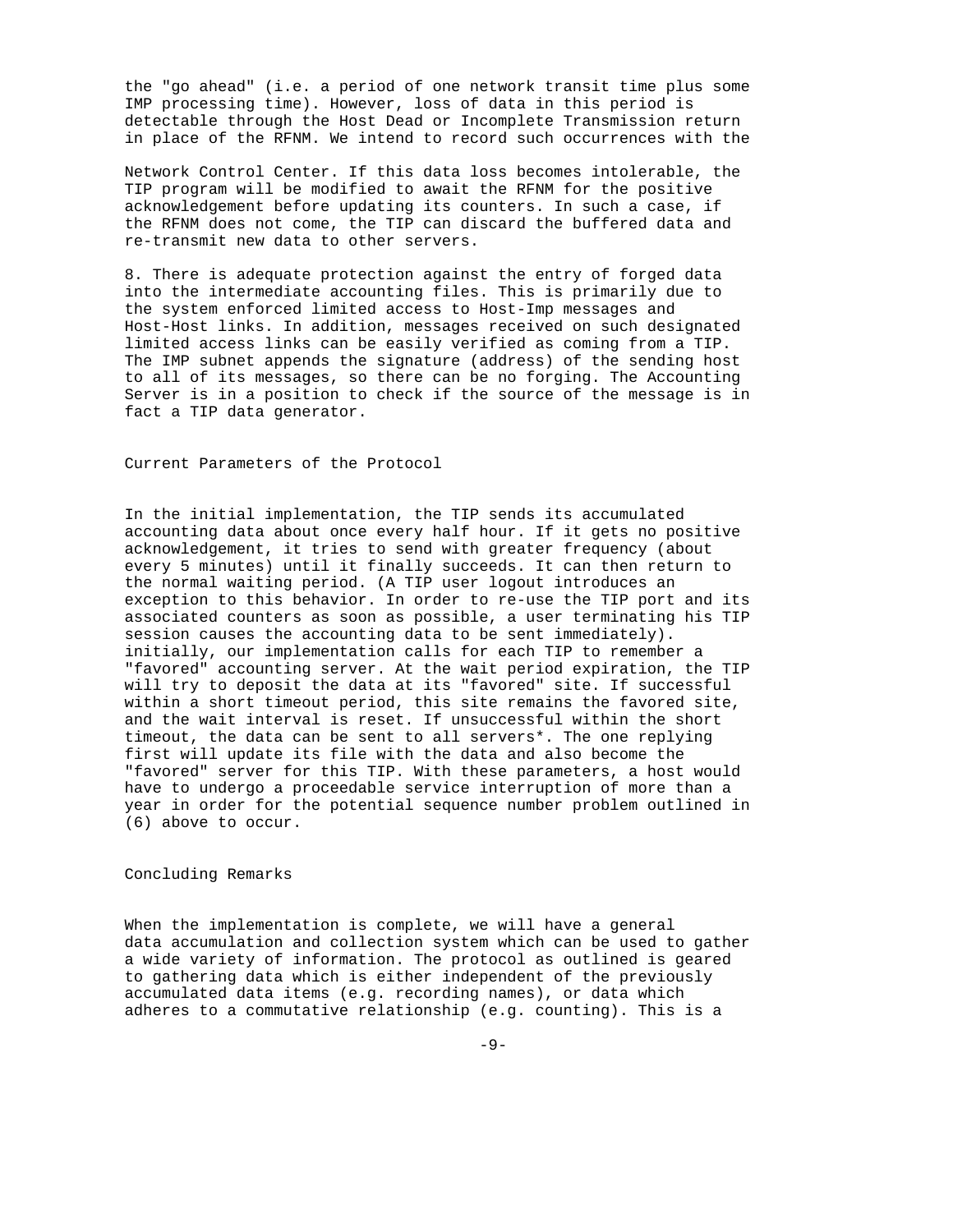the "go ahead" (i.e. a period of one network transit time plus some IMP processing time). However, loss of data in this period is detectable through the Host Dead or Incomplete Transmission return in place of the RFNM. We intend to record such occurrences with the Network Control Center. If this data loss becomes intolerable, the TIP program will be modified to await the RFNM for the positive acknowledgement before updating its counters. In such a case, if the RFNM does not come, the TIP can discard the buffered data and re-transmit new data to other servers.

8. There is adequate protection against the entry of forged data into the intermediate accounting files. This is primarily due to the system enforced limited access to Host-Imp messages and Host-Host links. In addition, messages received on such designated limited access links can be easily verified as coming from a TIP. The IMP subnet appends the signature (address) of the sending host to all of its messages, so there can be no forging. The Accounting Server is in a position to check if the source of the message is in fact a TIP data generator.

## Current Parameters of the Protocol

In the initial implementation, the TIP sends its accumulated accounting data about once every half hour. If it gets no positive acknowledgement, it tries to send with greater frequency (about every 5 minutes) until it finally succeeds. It can then return to the normal waiting period. (A TIP user logout introduces an exception to this behavior. In order to re-use the TIP port and its associated counters as soon as possible, a user terminating his TIP session causes the accounting data to be sent immediately). initially, our implementation calls for each TIP to remember a "favored" accounting server. At the wait period expiration, the TIP will try to deposit the data at its "favored" site. If successful within a short timeout period, this site remains the favored site, and the wait interval is reset. If unsuccessful within the short timeout, the data can be sent to all servers*. The one replying first will update its file with the data and also become the "favored" server for this TIP. With these parameters, a host would have to undergo a proceedable service interruption of more than a year in order for the potential sequence number problem outlined in (6) above to occur.

## Concluding Remarks

When the implementation is complete, we will have a general data accumulation and collection system which can be used to gather a wide variety of information. The protocol as outlined is geared to gathering data which is either independent of the previously accumulated data items (e.g. recording names), or data which adheres to a commutative relationship (e.g. counting). This is a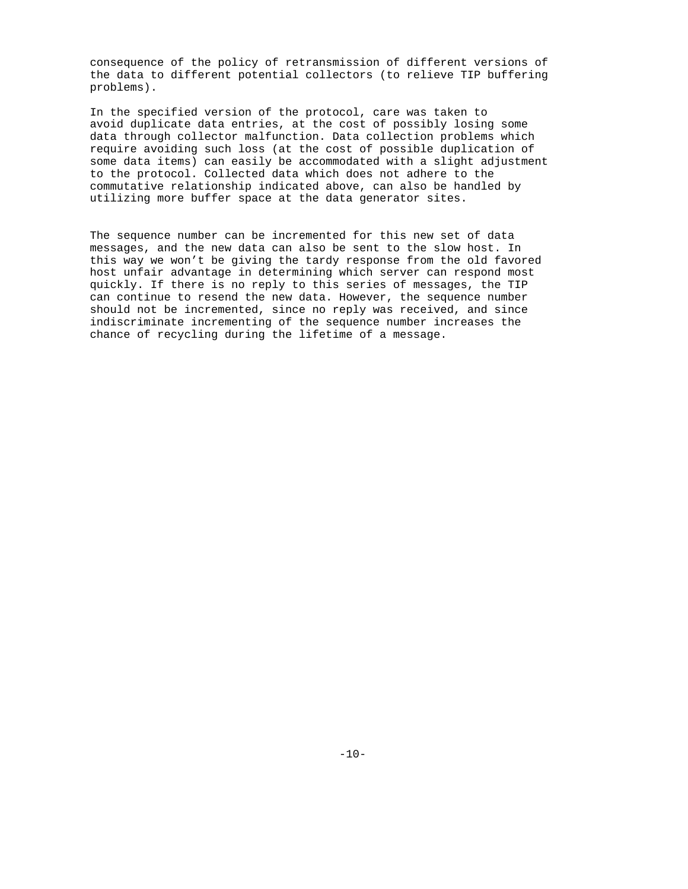consequence of the policy of retransmission of different versions of the data to different potential collectors (to relieve TIP buffering problems).

In the specified version of the protocol, care was taken to avoid duplicate data entries, at the cost of possibly losing some data through collector malfunction. Data collection problems which require avoiding such loss (at the cost of possible duplication of some data items) can easily be accommodated with a slight adjustment to the protocol. Collected data which does not adhere to the commutative relationship indicated above, can also be handled by utilizing more buffer space at the data generator sites.

The sequence number can be incremented for this new set of data messages, and the new data can also be sent to the slow host. In this way we won't be giving the tardy response from the old favored host unfair advantage in determining which server can respond most quickly. If there is no reply to this series of messages, the TIP can continue to resend the new data. However, the sequence number should not be incremented, since no reply was received, and since indiscriminate incrementing of the sequence number increases the chance of recycling during the lifetime of a message.